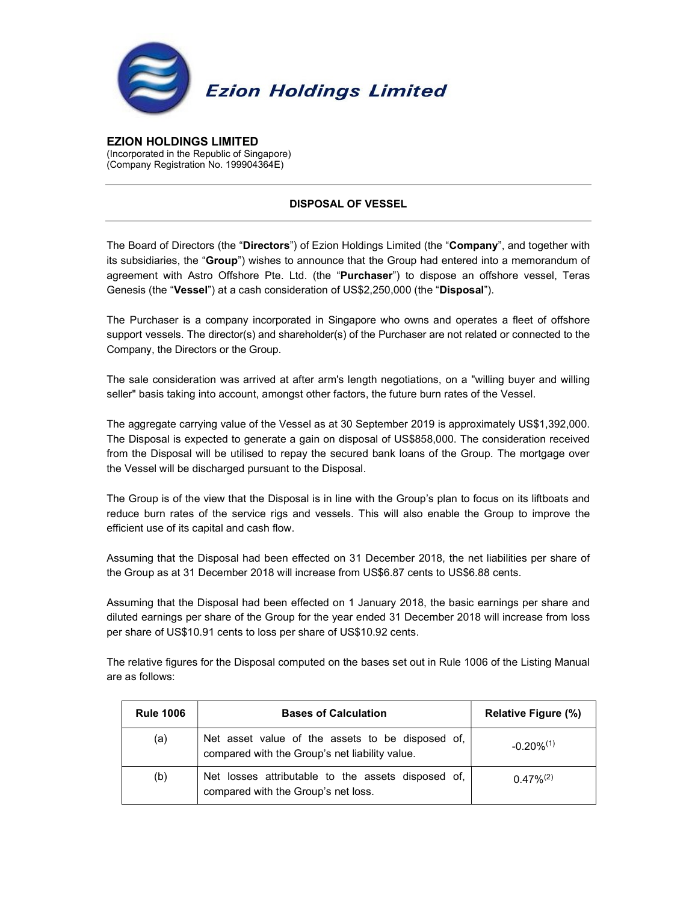# Ezion Holdings Limited

**EZION HOLDINGS LIMITED**
(Incorporated in the Republic of Singapore)
(Company Registration No. 199904364E)

## DISPOSAL OF VESSEL

The Board of Directors (the "**Directors**") of Ezion Holdings Limited (the "**Company**", and together with its subsidiaries, the "**Group**") wishes to announce that the Group had entered into a memorandum of agreement with Astro Offshore Pte. Ltd. (the "**Purchaser**") to dispose an offshore vessel, Teras Genesis (the "**Vessel**") at a cash consideration of US$2,250,000 (the "**Disposal**").

The Purchaser is a company incorporated in Singapore who owns and operates a fleet of offshore support vessels. The director(s) and shareholder(s) of the Purchaser are not related or connected to the Company, the Directors or the Group.

The sale consideration was arrived at after arm's length negotiations, on a "willing buyer and willing seller" basis taking into account, amongst other factors, the future burn rates of the Vessel.

The aggregate carrying value of the Vessel as at 30 September 2019 is approximately US$1,392,000. The Disposal is expected to generate a gain on disposal of US$858,000. The consideration received from the Disposal will be utilised to repay the secured bank loans of the Group. The mortgage over the Vessel will be discharged pursuant to the Disposal.

The Group is of the view that the Disposal is in line with the Group's plan to focus on its liftboats and reduce burn rates of the service rigs and vessels. This will also enable the Group to improve the efficient use of its capital and cash flow.

Assuming that the Disposal had been effected on 31 December 2018, the net liabilities per share of the Group as at 31 December 2018 will increase from US$6.87 cents to US$6.88 cents.

Assuming that the Disposal had been effected on 1 January 2018, the basic earnings per share and diluted earnings per share of the Group for the year ended 31 December 2018 will increase from loss per share of US$10.91 cents to loss per share of US$10.92 cents.

The relative figures for the Disposal computed on the bases set out in Rule 1006 of the Listing Manual are as follows:

| Rule 1006 | Bases of Calculation | Relative Figure (%) |
|---|---|---|
| (a) | Net asset value of the assets to be disposed of, compared with the Group's net liability value. | -0.20%(1) |
| (b) | Net losses attributable to the assets disposed of, compared with the Group's net loss. | 0.47%(2) |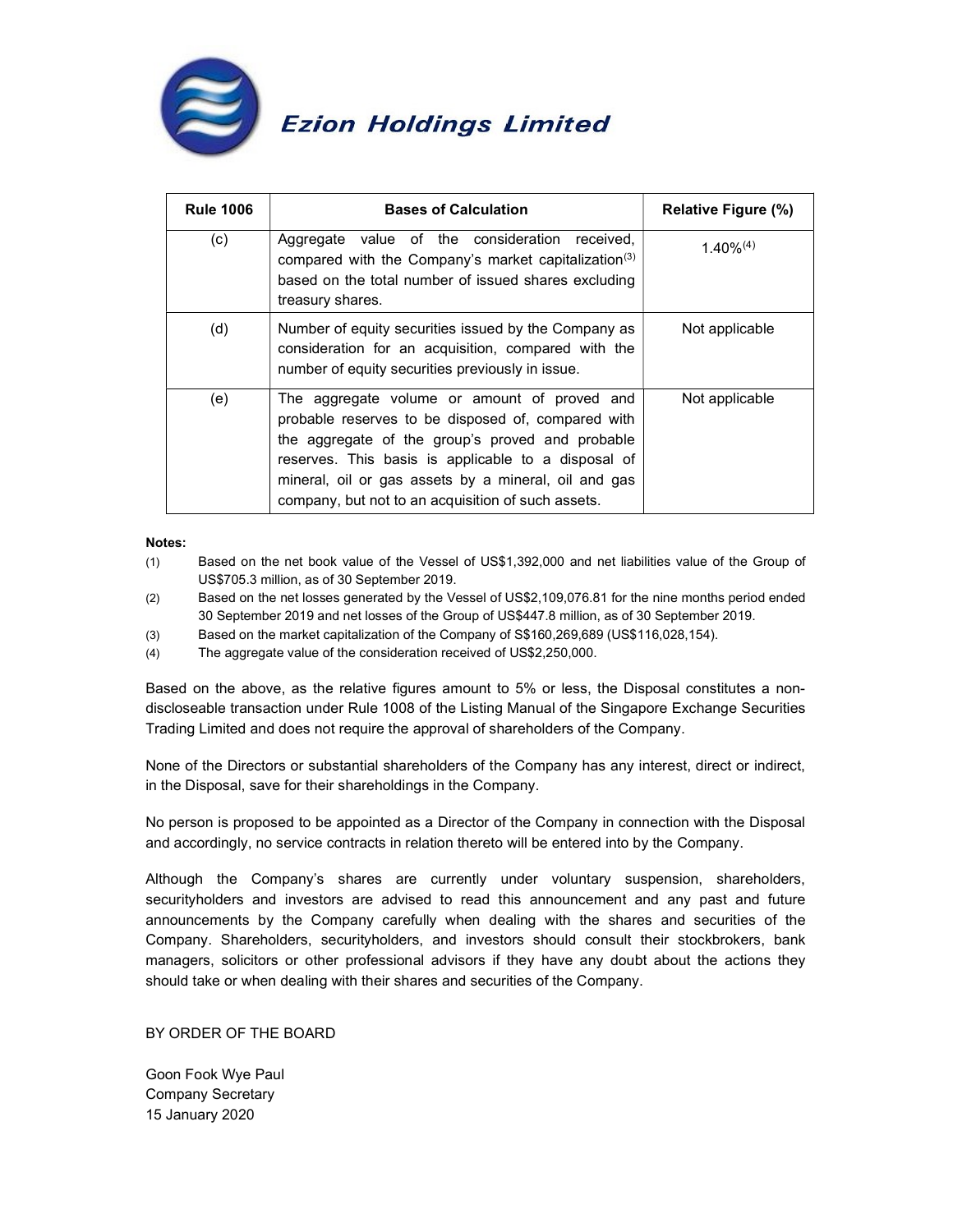| Rule 1006 | Bases of Calculation | Relative Figure (%) |
|---|---|---|
| (c) | Aggregate value of the consideration received, compared with the Company's market capitalization[(3)] based on the total number of issued shares excluding treasury shares. | 1.40%[(4)] |
| (d) | Number of equity securities issued by the Company as consideration for an acquisition, compared with the number of equity securities previously in issue. | Not applicable |
| (e) | The aggregate volume or amount of proved and probable reserves to be disposed of, compared with the aggregate of the group's proved and probable reserves. This basis is applicable to a disposal of mineral, oil or gas assets by a mineral, oil and gas company, but not to an acquisition of such assets. | Not applicable |

**Notes:**

(1) Based on the net book value of the Vessel of US$1,392,000 and net liabilities value of the Group of US$705.3 million, as of 30 September 2019.

(2) Based on the net losses generated by the Vessel of US$2,109,076.81 for the nine months period ended 30 September 2019 and net losses of the Group of US$447.8 million, as of 30 September 2019.

(3) Based on the market capitalization of the Company of S$160,269,689 (US$116,028,154).

(4) The aggregate value of the consideration received of US$2,250,000.

Based on the above, as the relative figures amount to 5% or less, the Disposal constitutes a non-discloseable transaction under Rule 1008 of the Listing Manual of the Singapore Exchange Securities Trading Limited and does not require the approval of shareholders of the Company.

None of the Directors or substantial shareholders of the Company has any interest, direct or indirect, in the Disposal, save for their shareholdings in the Company.

No person is proposed to be appointed as a Director of the Company in connection with the Disposal and accordingly, no service contracts in relation thereto will be entered into by the Company.

Although the Company's shares are currently under voluntary suspension, shareholders, securityholders and investors are advised to read this announcement and any past and future announcements by the Company carefully when dealing with the shares and securities of the Company. Shareholders, securityholders, and investors should consult their stockbrokers, bank managers, solicitors or other professional advisors if they have any doubt about the actions they should take or when dealing with their shares and securities of the Company.

BY ORDER OF THE BOARD

Goon Fook Wye Paul
Company Secretary
15 January 2020